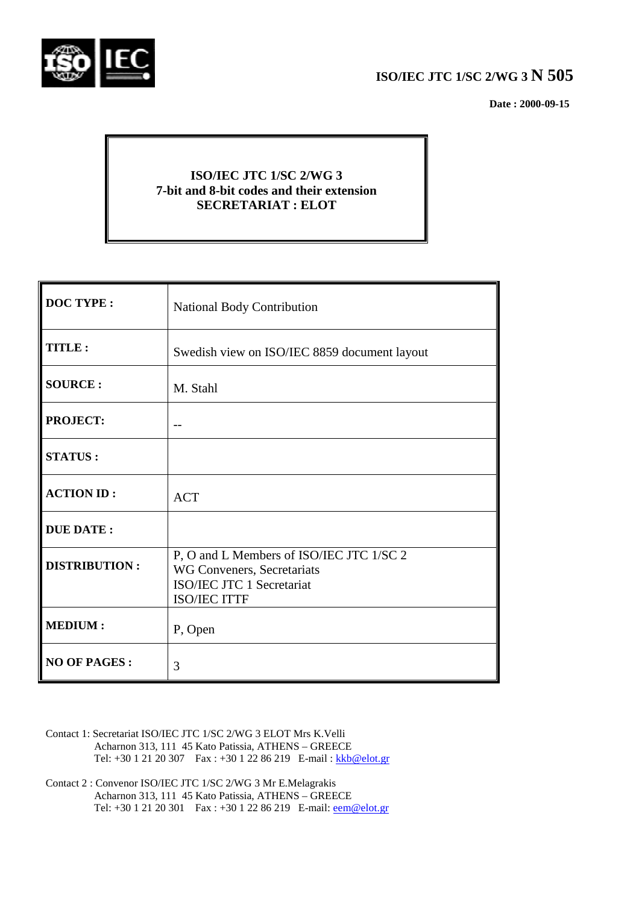**ISO/IEC JTC 1/SC 2/WG 3 N 505**

**Date : 2000-09-15**

**ISO/IEC JTC 1/SC 2/WG 3**
**7-bit and 8-bit codes and their extension**
**SECRETARIAT : ELOT**

| | |
|---|---|
| **DOC TYPE :** | National Body Contribution |
| **TITLE :** | Swedish view on ISO/IEC 8859 document layout |
| **SOURCE :** | M. Stahl |
| **PROJECT:** | -- |
| **STATUS :** | |
| **ACTION ID :** | ACT |
| **DUE DATE :** | |
| **DISTRIBUTION :** | P, O and L Members of ISO/IEC JTC 1/SC 2<br>WG Conveners, Secretariats<br>ISO/IEC JTC 1 Secretariat<br>ISO/IEC ITTF |
| **MEDIUM :** | P, Open |
| **NO OF PAGES :** | 3 |

Contact 1: Secretariat ISO/IEC JTC 1/SC 2/WG 3 ELOT Mrs K.Velli
Acharnon 313, 111 45 Kato Patissia, ATHENS – GREECE
Tel: +30 1 21 20 307 Fax : +30 1 22 86 219 E-mail : kkb@elot.gr

Contact 2 : Convenor ISO/IEC JTC 1/SC 2/WG 3 Mr E.Melagrakis
Acharnon 313, 111 45 Kato Patissia, ATHENS – GREECE
Tel: +30 1 21 20 301 Fax : +30 1 22 86 219 E-mail: eem@elot.gr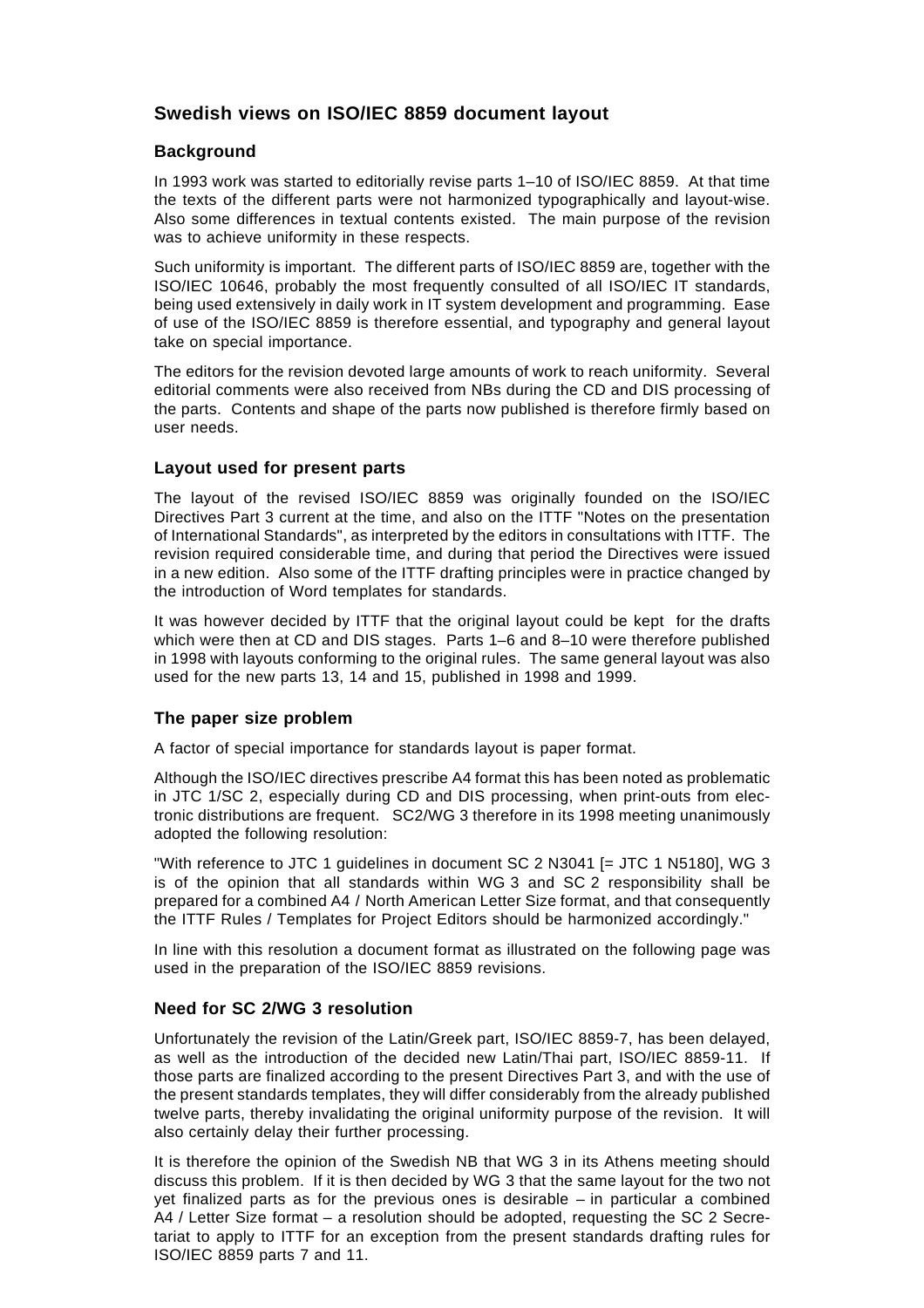## Swedish views on ISO/IEC 8859 document layout

### Background

In 1993 work was started to editorially revise parts 1–10 of ISO/IEC 8859. At that time the texts of the different parts were not harmonized typographically and layout-wise. Also some differences in textual contents existed. The main purpose of the revision was to achieve uniformity in these respects.

Such uniformity is important. The different parts of ISO/IEC 8859 are, together with the ISO/IEC 10646, probably the most frequently consulted of all ISO/IEC IT standards, being used extensively in daily work in IT system development and programming. Ease of use of the ISO/IEC 8859 is therefore essential, and typography and general layout take on special importance.

The editors for the revision devoted large amounts of work to reach uniformity. Several editorial comments were also received from NBs during the CD and DIS processing of the parts. Contents and shape of the parts now published is therefore firmly based on user needs.

### Layout used for present parts

The layout of the revised ISO/IEC 8859 was originally founded on the ISO/IEC Directives Part 3 current at the time, and also on the ITTF "Notes on the presentation of International Standards", as interpreted by the editors in consultations with ITTF. The revision required considerable time, and during that period the Directives were issued in a new edition. Also some of the ITTF drafting principles were in practice changed by the introduction of Word templates for standards.

It was however decided by ITTF that the original layout could be kept for the drafts which were then at CD and DIS stages. Parts 1–6 and 8–10 were therefore published in 1998 with layouts conforming to the original rules. The same general layout was also used for the new parts 13, 14 and 15, published in 1998 and 1999.

### The paper size problem

A factor of special importance for standards layout is paper format.

Although the ISO/IEC directives prescribe A4 format this has been noted as problematic in JTC 1/SC 2, especially during CD and DIS processing, when print-outs from electronic distributions are frequent. SC2/WG 3 therefore in its 1998 meeting unanimously adopted the following resolution:

"With reference to JTC 1 guidelines in document SC 2 N3041 [= JTC 1 N5180], WG 3 is of the opinion that all standards within WG 3 and SC 2 responsibility shall be prepared for a combined A4 / North American Letter Size format, and that consequently the ITTF Rules / Templates for Project Editors should be harmonized accordingly."

In line with this resolution a document format as illustrated on the following page was used in the preparation of the ISO/IEC 8859 revisions.

### Need for SC 2/WG 3 resolution

Unfortunately the revision of the Latin/Greek part, ISO/IEC 8859-7, has been delayed, as well as the introduction of the decided new Latin/Thai part, ISO/IEC 8859-11. If those parts are finalized according to the present Directives Part 3, and with the use of the present standards templates, they will differ considerably from the already published twelve parts, thereby invalidating the original uniformity purpose of the revision. It will also certainly delay their further processing.

It is therefore the opinion of the Swedish NB that WG 3 in its Athens meeting should discuss this problem. If it is then decided by WG 3 that the same layout for the two not yet finalized parts as for the previous ones is desirable – in particular a combined A4 / Letter Size format – a resolution should be adopted, requesting the SC 2 Secretariat to apply to ITTF for an exception from the present standards drafting rules for ISO/IEC 8859 parts 7 and 11.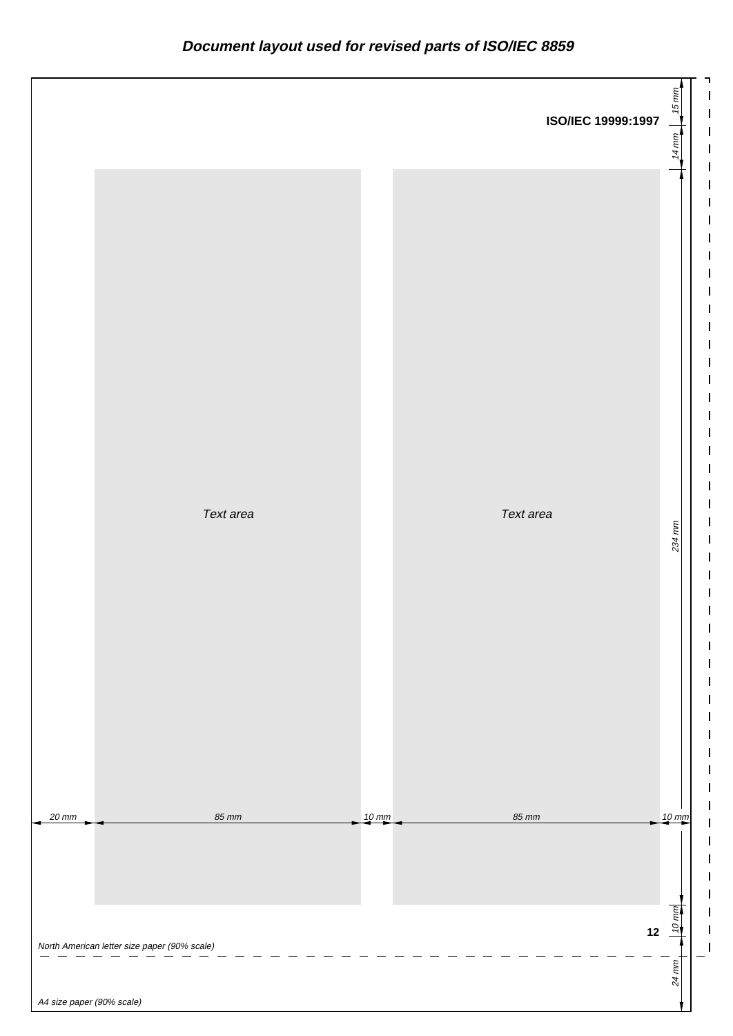# Document layout used for revised parts of ISO/IEC 8859

ISO/IEC 19999:1997

15 mm

14 mm

Text area

Text area

234 mm

20 mm

85 mm

10 mm

85 mm

10 mm

10 mm

12

North American letter size paper (90% scale)

24 mm

A4 size paper (90% scale)